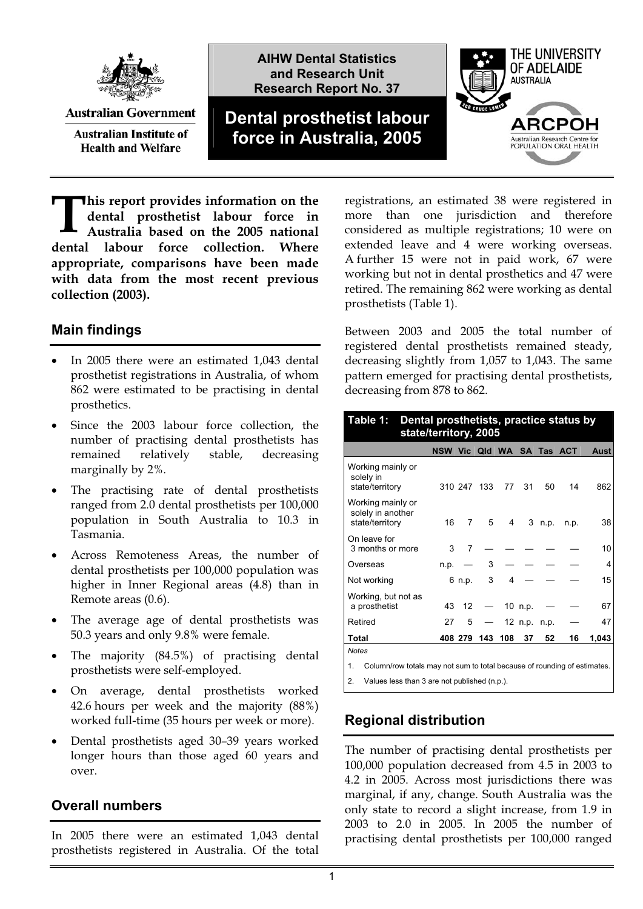AIHW Dental Statistics and Research Unit
Research Report No. 37

# Dental prosthetist labour force in Australia, 2005

**This report provides information on the dental prosthetist labour force in Australia based on the 2005 national dental labour force collection. Where appropriate, comparisons have been made with data from the most recent previous collection (2003).**

## Main findings

- In 2005 there were an estimated 1,043 dental prosthetist registrations in Australia, of whom 862 were estimated to be practising in dental prosthetics.
- Since the 2003 labour force collection, the number of practising dental prosthetists has remained relatively stable, decreasing marginally by 2%.
- The practising rate of dental prosthetists ranged from 2.0 dental prosthetists per 100,000 population in South Australia to 10.3 in Tasmania.
- Across Remoteness Areas, the number of dental prosthetists per 100,000 population was higher in Inner Regional areas (4.8) than in Remote areas (0.6).
- The average age of dental prosthetists was 50.3 years and only 9.8% were female.
- The majority (84.5%) of practising dental prosthetists were self-employed.
- On average, dental prosthetists worked 42.6 hours per week and the majority (88%) worked full-time (35 hours per week or more).
- Dental prosthetists aged 30–39 years worked longer hours than those aged 60 years and over.

## Overall numbers

In 2005 there were an estimated 1,043 dental prosthetists registered in Australia. Of the total registrations, an estimated 38 were registered in more than one jurisdiction and therefore considered as multiple registrations; 10 were on extended leave and 4 were working overseas. A further 15 were not in paid work, 67 were working but not in dental prosthetics and 47 were retired. The remaining 862 were working as dental prosthetists (Table 1).

Between 2003 and 2005 the total number of registered dental prosthetists remained steady, decreasing slightly from 1,057 to 1,043. The same pattern emerged for practising dental prosthetists, decreasing from 878 to 862.

**Table 1: Dental prosthetists, practice status by state/territory, 2005**

| | NSW | Vic | Qld | WA | SA | Tas | ACT | Aust |
|---|---|---|---|---|---|---|---|---|
| Working mainly or solely in state/territory | 310 | 247 | 133 | 77 | 31 | 50 | 14 | 862 |
| Working mainly or solely in another state/territory | 16 | 7 | 5 | 4 | 3 | n.p. | n.p. | 38 |
| On leave for 3 months or more | 3 | 7 | — | — | — | — | — | 10 |
| Overseas | n.p. | — | 3 | — | — | — | — | 4 |
| Not working | 6 | n.p. | 3 | 4 | — | — | — | 15 |
| Working, but not as a prosthetist | 43 | 12 | — | 10 | n.p. | — | — | 67 |
| Retired | 27 | 5 | — | 12 | n.p. | n.p. | — | 47 |
| **Total** | **408** | **279** | **143** | **108** | **37** | **52** | **16** | **1,043** |

*Notes*

1. Column/row totals may not sum to total because of rounding of estimates.
2. Values less than 3 are not published (n.p.).

## Regional distribution

The number of practising dental prosthetists per 100,000 population decreased from 4.5 in 2003 to 4.2 in 2005. Across most jurisdictions there was marginal, if any, change. South Australia was the only state to record a slight increase, from 1.9 in 2003 to 2.0 in 2005. In 2005 the number of practising dental prosthetists per 100,000 ranged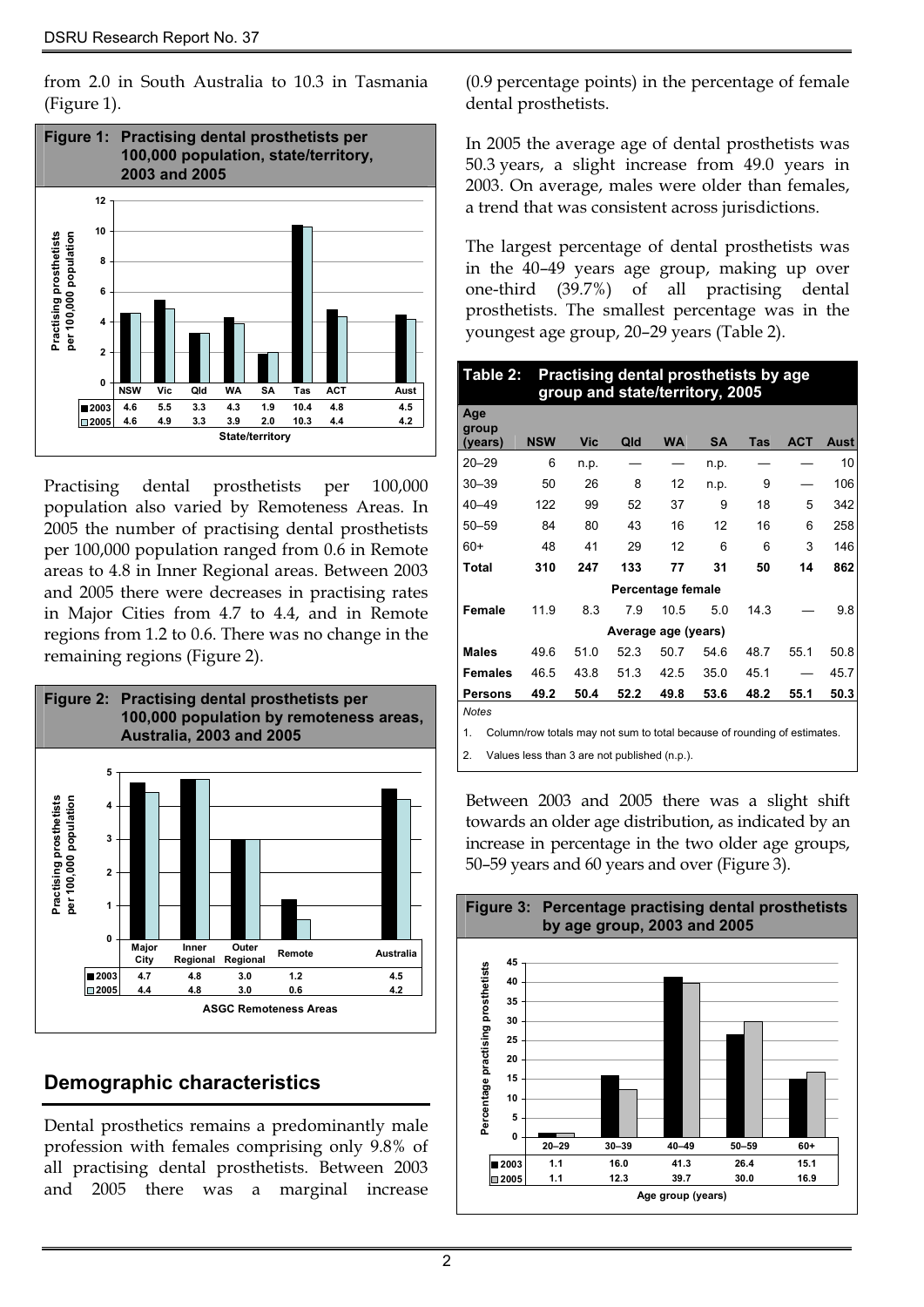from 2.0 in South Australia to 10.3 in Tasmania (Figure 1).

**Figure 1: Practising dental prosthetists per 100,000 population, state/territory, 2003 and 2005**

| | NSW | Vic | Qld | WA | SA | Tas | ACT | Aust |
|---|---|---|---|---|---|---|---|---|
| 2003 | 4.6 | 5.5 | 3.3 | 4.3 | 1.9 | 10.4 | 4.8 | 4.5 |
| 2005 | 4.6 | 4.9 | 3.3 | 3.9 | 2.0 | 10.3 | 4.4 | 4.2 |

Practising dental prosthetists per 100,000 population also varied by Remoteness Areas. In 2005 the number of practising dental prosthetists per 100,000 population ranged from 0.6 in Remote areas to 4.8 in Inner Regional areas. Between 2003 and 2005 there were decreases in practising rates in Major Cities from 4.7 to 4.4, and in Remote regions from 1.2 to 0.6. There was no change in the remaining regions (Figure 2).

**Figure 2: Practising dental prosthetists per 100,000 population by remoteness areas, Australia, 2003 and 2005**

| | Major City | Inner Regional | Outer Regional | Remote | Australia |
|---|---|---|---|---|---|
| 2003 | 4.7 | 4.8 | 3.0 | 1.2 | 4.5 |
| 2005 | 4.4 | 4.8 | 3.0 | 0.6 | 4.2 |

## Demographic characteristics

Dental prosthetics remains a predominantly male profession with females comprising only 9.8% of all practising dental prosthetists. Between 2003 and 2005 there was a marginal increase (0.9 percentage points) in the percentage of female dental prosthetists.

In 2005 the average age of dental prosthetists was 50.3 years, a slight increase from 49.0 years in 2003. On average, males were older than females, a trend that was consistent across jurisdictions.

The largest percentage of dental prosthetists was in the 40–49 years age group, making up over one-third (39.7%) of all practising dental prosthetists. The smallest percentage was in the youngest age group, 20–29 years (Table 2).

**Table 2: Practising dental prosthetists by age group and state/territory, 2005**

| Age group (years) | NSW | Vic | Qld | WA | SA | Tas | ACT | Aust |
|---|---|---|---|---|---|---|---|---|
| 20–29 | 6 | n.p. | — | — | n.p. | — | — | 10 |
| 30–39 | 50 | 26 | 8 | 12 | n.p. | 9 | — | 106 |
| 40–49 | 122 | 99 | 52 | 37 | 9 | 18 | 5 | 342 |
| 50–59 | 84 | 80 | 43 | 16 | 12 | 16 | 6 | 258 |
| 60+ | 48 | 41 | 29 | 12 | 6 | 6 | 3 | 146 |
| **Total** | **310** | **247** | **133** | **77** | **31** | **50** | **14** | **862** |
| | | | | Percentage female | | | | |
| Female | 11.9 | 8.3 | 7.9 | 10.5 | 5.0 | 14.3 | — | 9.8 |
| | | | | Average age (years) | | | | |
| Males | 49.6 | 51.0 | 52.3 | 50.7 | 54.6 | 48.7 | 55.1 | 50.8 |
| Females | 46.5 | 43.8 | 51.3 | 42.5 | 35.0 | 45.1 | — | 45.7 |
| **Persons** | **49.2** | **50.4** | **52.2** | **49.8** | **53.6** | **48.2** | **55.1** | **50.3** |

*Notes*

1. Column/row totals may not sum to total because of rounding of estimates.
2. Values less than 3 are not published (n.p.).

Between 2003 and 2005 there was a slight shift towards an older age distribution, as indicated by an increase in percentage in the two older age groups, 50–59 years and 60 years and over (Figure 3).

**Figure 3: Percentage practising dental prosthetists by age group, 2003 and 2005**

| | 20–29 | 30–39 | 40–49 | 50–59 | 60+ |
|---|---|---|---|---|---|
| 2003 | 1.1 | 16.0 | 41.3 | 26.4 | 15.1 |
| 2005 | 1.1 | 12.3 | 39.7 | 30.0 | 16.9 |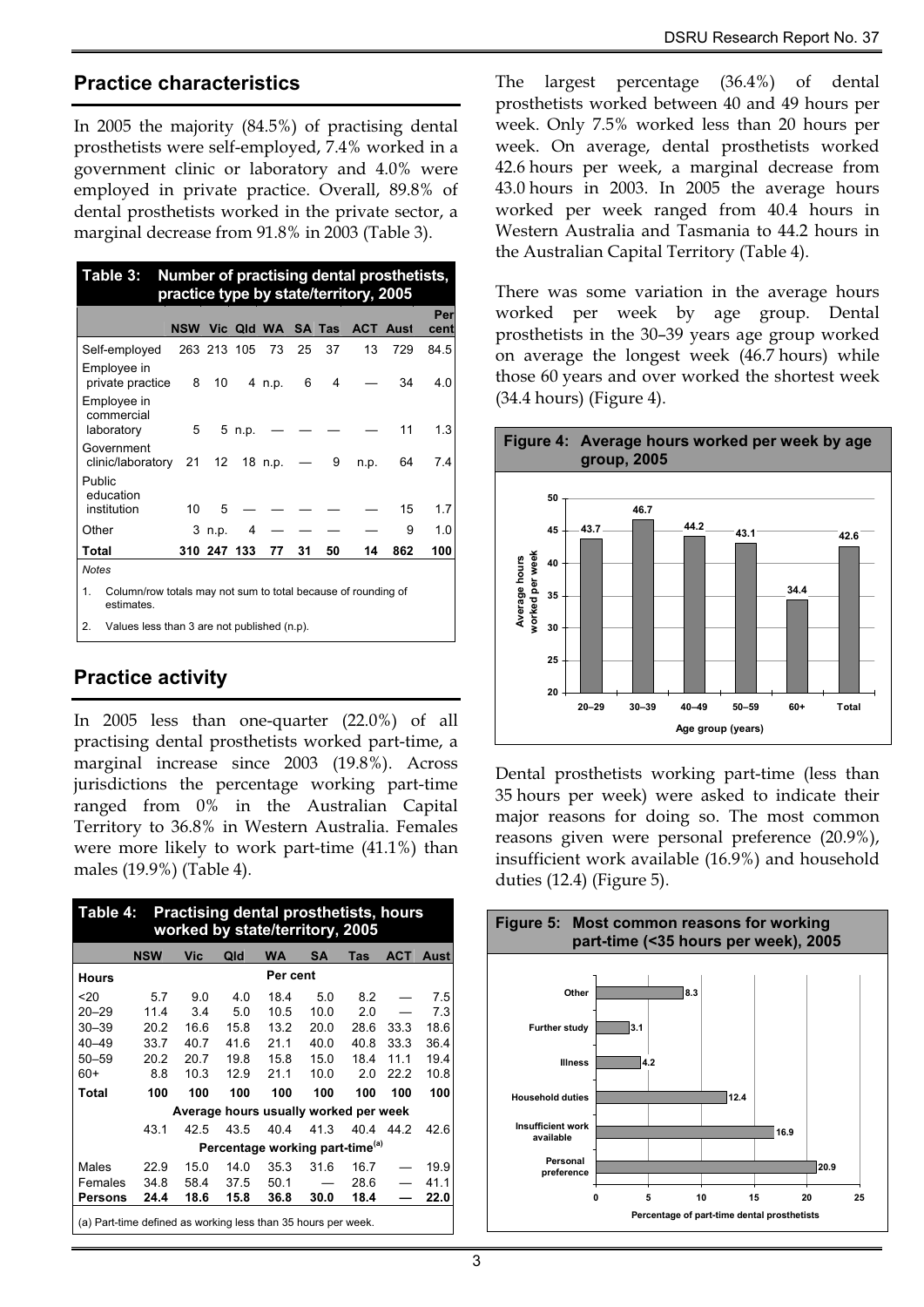## Practice characteristics

In 2005 the majority (84.5%) of practising dental prosthetists were self-employed, 7.4% worked in a government clinic or laboratory and 4.0% were employed in private practice. Overall, 89.8% of dental prosthetists worked in the private sector, a marginal decrease from 91.8% in 2003 (Table 3).

**Table 3: Number of practising dental prosthetists, practice type by state/territory, 2005**

| | NSW | Vic | Qld | WA | SA | Tas | ACT | Aust | Per cent |
|---|---|---|---|---|---|---|---|---|---|
| Self-employed | 263 | 213 | 105 | 73 | 25 | 37 | 13 | 729 | 84.5 |
| Employee in private practice | 8 | 10 | 4 | n.p. | 6 | 4 | — | 34 | 4.0 |
| Employee in commercial laboratory | 5 | 5 | n.p. | — | — | — | — | 11 | 1.3 |
| Government clinic/laboratory | 21 | 12 | 18 | n.p. | — | 9 | n.p. | 64 | 7.4 |
| Public education institution | 10 | 5 | — | — | — | — | — | 15 | 1.7 |
| Other | 3 | n.p. | 4 | — | — | — | — | 9 | 1.0 |
| **Total** | **310** | **247** | **133** | **77** | **31** | **50** | **14** | **862** | **100** |

*Notes*

1. Column/row totals may not sum to total because of rounding of estimates.
2. Values less than 3 are not published (n.p.).

## Practice activity

In 2005 less than one-quarter (22.0%) of all practising dental prosthetists worked part-time, a marginal increase since 2003 (19.8%). Across jurisdictions the percentage working part-time ranged from 0% in the Australian Capital Territory to 36.8% in Western Australia. Females were more likely to work part-time (41.1%) than males (19.9%) (Table 4).

**Table 4: Practising dental prosthetists, hours worked by state/territory, 2005**

| | NSW | Vic | Qld | WA | SA | Tas | ACT | Aust |
|---|---|---|---|---|---|---|---|---|
| **Hours** | | | | Per cent | | | | |
| <20 | 5.7 | 9.0 | 4.0 | 18.4 | 5.0 | 8.2 | — | 7.5 |
| 20–29 | 11.4 | 3.4 | 5.0 | 10.5 | 10.0 | 2.0 | — | 7.3 |
| 30–39 | 20.2 | 16.6 | 15.8 | 13.2 | 20.0 | 28.6 | 33.3 | 18.6 |
| 40–49 | 33.7 | 40.7 | 41.6 | 21.1 | 40.0 | 40.8 | 33.3 | 36.4 |
| 50–59 | 20.2 | 20.7 | 19.8 | 15.8 | 15.0 | 18.4 | 11.1 | 19.4 |
| 60+ | 8.8 | 10.3 | 12.9 | 21.1 | 10.0 | 2.0 | 22.2 | 10.8 |
| **Total** | **100** | **100** | **100** | **100** | **100** | **100** | **100** | **100** |
| | | | Average hours usually worked per week | | | | | |
| | 43.1 | 42.5 | 43.5 | 40.4 | 41.3 | 40.4 | 44.2 | 42.6 |
| | | | Percentage working part-time[(a)] | | | | | |
| Males | 22.9 | 15.0 | 14.0 | 35.3 | 31.6 | 16.7 | — | 19.9 |
| Females | 34.8 | 58.4 | 37.5 | 50.1 | — | 28.6 | — | 41.1 |
| **Persons** | **24.4** | **18.6** | **15.8** | **36.8** | **30.0** | **18.4** | **—** | **22.0** |

(a) Part-time defined as working less than 35 hours per week.

The largest percentage (36.4%) of dental prosthetists worked between 40 and 49 hours per week. Only 7.5% worked less than 20 hours per week. On average, dental prosthetists worked 42.6 hours per week, a marginal decrease from 43.0 hours in 2003. In 2005 the average hours worked per week ranged from 40.4 hours in Western Australia and Tasmania to 44.2 hours in the Australian Capital Territory (Table 4).

There was some variation in the average hours worked per week by age group. Dental prosthetists in the 30–39 years age group worked on average the longest week (46.7 hours) while those 60 years and over worked the shortest week (34.4 hours) (Figure 4).

**Figure 4: Average hours worked per week by age group, 2005**

| Age group (years) | Average hours worked per week |
|---|---|
| 20–29 | 43.7 |
| 30–39 | 46.7 |
| 40–49 | 44.2 |
| 50–59 | 43.1 |
| 60+ | 34.4 |
| Total | 42.6 |

Dental prosthetists working part-time (less than 35 hours per week) were asked to indicate their major reasons for doing so. The most common reasons given were personal preference (20.9%), insufficient work available (16.9%) and household duties (12.4) (Figure 5).

**Figure 5: Most common reasons for working part-time (<35 hours per week), 2005**

| Reason | Percentage of part-time dental prosthetists |
|---|---|
| Other | 8.3 |
| Further study | 3.1 |
| Illness | 4.2 |
| Household duties | 12.4 |
| Insufficient work available | 16.9 |
| Personal preference | 20.9 |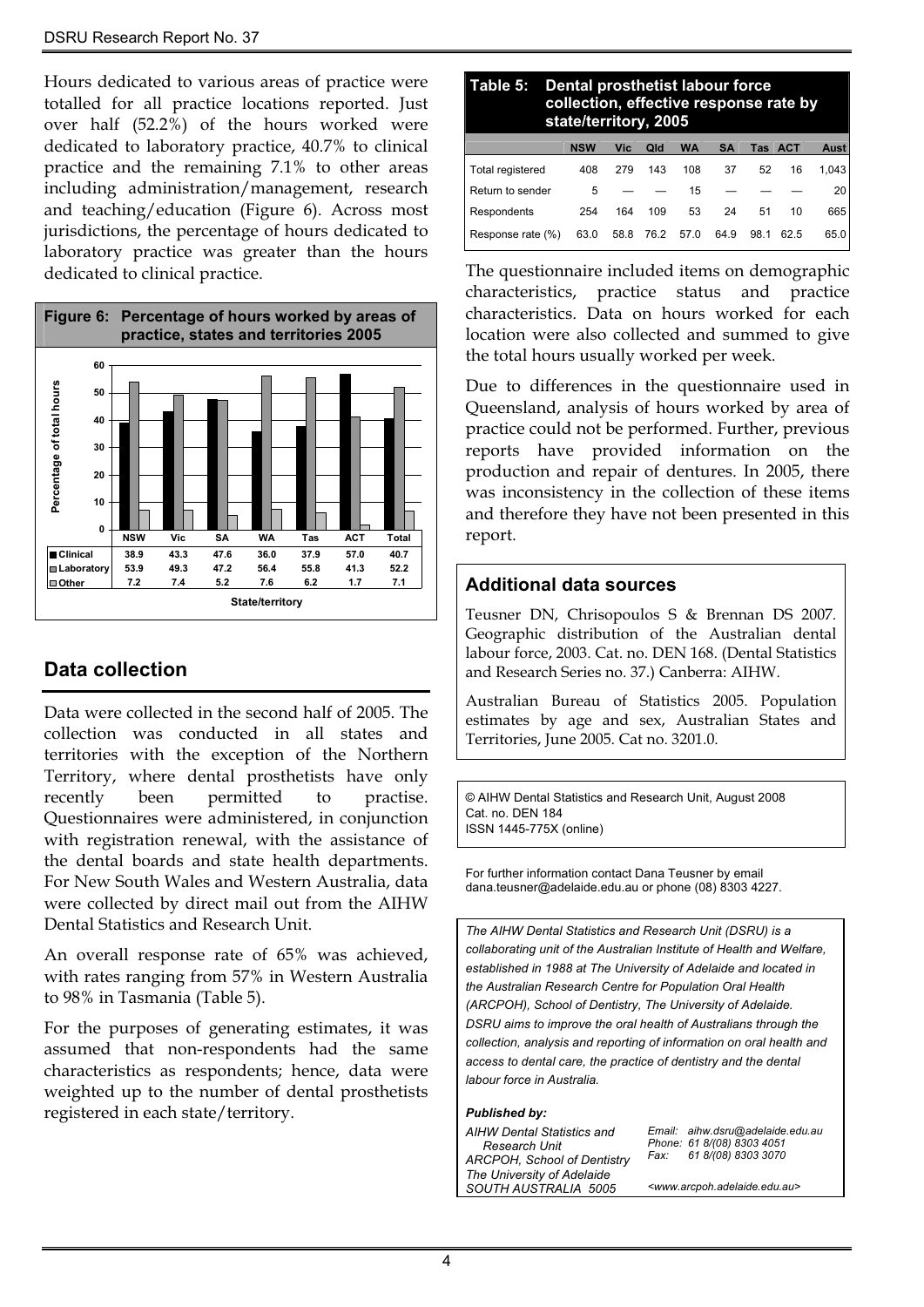Hours dedicated to various areas of practice were totalled for all practice locations reported. Just over half (52.2%) of the hours worked were dedicated to laboratory practice, 40.7% to clinical practice and the remaining 7.1% to other areas including administration/management, research and teaching/education (Figure 6). Across most jurisdictions, the percentage of hours dedicated to laboratory practice was greater than the hours dedicated to clinical practice.

**Figure 6: Percentage of hours worked by areas of practice, states and territories 2005**

Percentage of total hours

60
50
40
30
20
10
0

NSW Vic SA WA Tas ACT Total

Clinical 38.9 43.3 47.6 36.0 37.9 57.0 40.7
Laboratory 53.9 49.3 47.2 56.4 55.8 41.3 52.2
Other 7.2 7.4 5.2 7.6 6.2 1.7 7.1

State/territory

## Data collection

Data were collected in the second half of 2005. The collection was conducted in all states and territories with the exception of the Northern Territory, where dental prosthetists have only recently been permitted to practise. Questionnaires were administered, in conjunction with registration renewal, with the assistance of the dental boards and state health departments. For New South Wales and Western Australia, data were collected by direct mail out from the AIHW Dental Statistics and Research Unit.

An overall response rate of 65% was achieved, with rates ranging from 57% in Western Australia to 98% in Tasmania (Table 5).

For the purposes of generating estimates, it was assumed that non-respondents had the same characteristics as respondents; hence, data were weighted up to the number of dental prosthetists registered in each state/territory.

**Table 5: Dental prosthetist labour force collection, effective response rate by state/territory, 2005**

| | NSW | Vic | Qld | WA | SA | Tas | ACT | Aust |
|---|---|---|---|---|---|---|---|---|
| Total registered | 408 | 279 | 143 | 108 | 37 | 52 | 16 | 1,043 |
| Return to sender | 5 | — | — | 15 | — | — | — | 20 |
| Respondents | 254 | 164 | 109 | 53 | 24 | 51 | 10 | 665 |
| Response rate (%) | 63.0 | 58.8 | 76.2 | 57.0 | 64.9 | 98.1 | 62.5 | 65.0 |

The questionnaire included items on demographic characteristics, practice status and practice characteristics. Data on hours worked for each location were also collected and summed to give the total hours usually worked per week.

Due to differences in the questionnaire used in Queensland, analysis of hours worked by area of practice could not be performed. Further, previous reports have provided information on the production and repair of dentures. In 2005, there was inconsistency in the collection of these items and therefore they have not been presented in this report.

## Additional data sources

Teusner DN, Chrisopoulos S & Brennan DS 2007. Geographic distribution of the Australian dental labour force, 2003. Cat. no. DEN 168. (Dental Statistics and Research Series no. 37.) Canberra: AIHW.

Australian Bureau of Statistics 2005. Population estimates by age and sex, Australian States and Territories, June 2005. Cat no. 3201.0.

© AIHW Dental Statistics and Research Unit, August 2008
Cat. no. DEN 184
ISSN 1445-775X (online)

For further information contact Dana Teusner by email dana.teusner@adelaide.edu.au or phone (08) 8303 4227.

*The AIHW Dental Statistics and Research Unit (DSRU) is a collaborating unit of the Australian Institute of Health and Welfare, established in 1988 at The University of Adelaide and located in the Australian Research Centre for Population Oral Health (ARCPOH), School of Dentistry, The University of Adelaide. DSRU aims to improve the oral health of Australians through the collection, analysis and reporting of information on oral health and access to dental care, the practice of dentistry and the dental labour force in Australia.*

***Published by:***

*AIHW Dental Statistics and Research Unit*
*ARCPOH, School of Dentistry*
*The University of Adelaide*
*SOUTH AUSTRALIA 5005*

*Email: aihw.dsru@adelaide.edu.au*
*Phone: 61 8/(08) 8303 4051*
*Fax: 61 8/(08) 8303 3070*

*<www.arcpoh.adelaide.edu.au>*